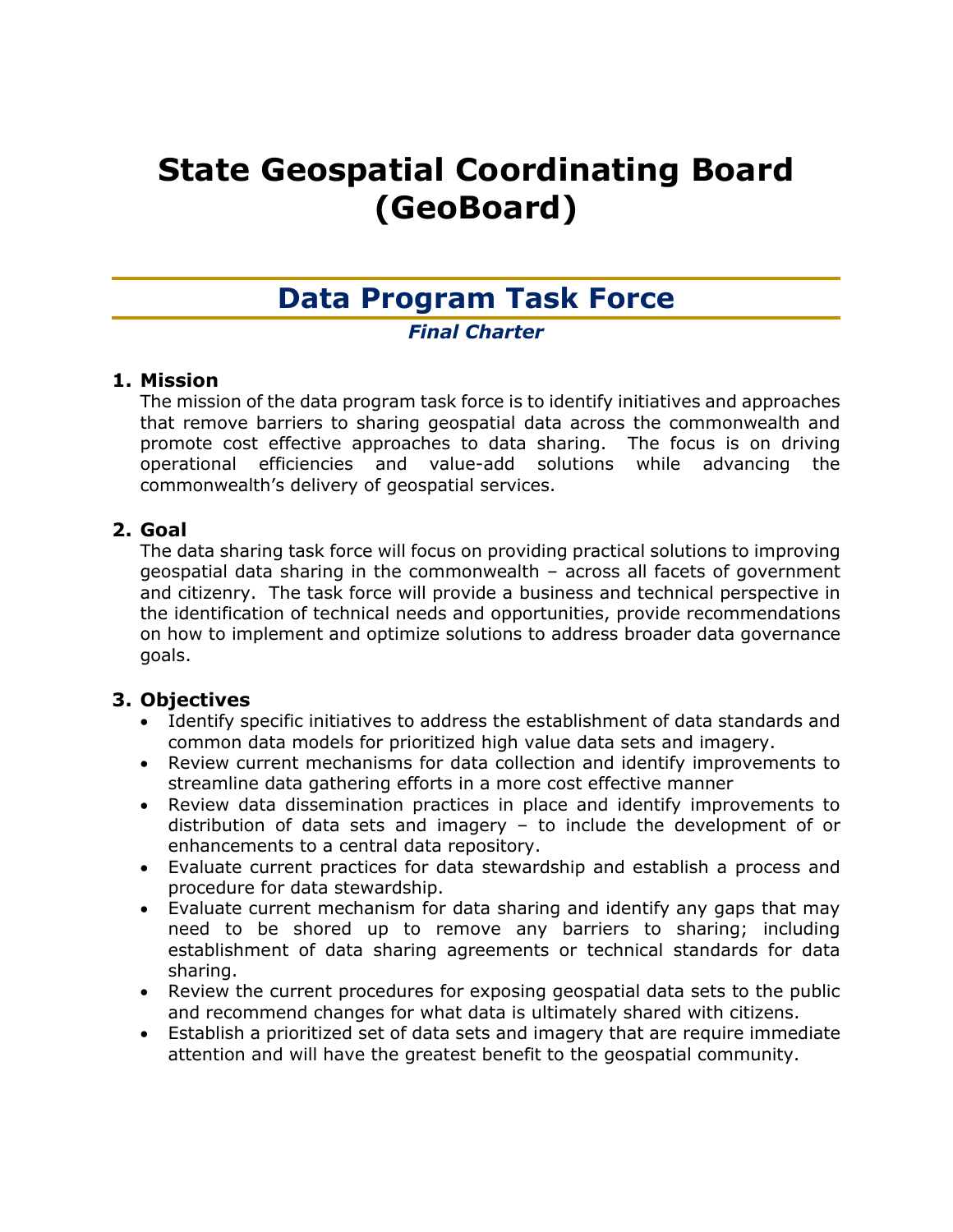# State Geospatial Coordinating Board (GeoBoard)

## Data Program Task Force

***Final Charter***

### 1. Mission

The mission of the data program task force is to identify initiatives and approaches that remove barriers to sharing geospatial data across the commonwealth and promote cost effective approaches to data sharing. The focus is on driving operational efficiencies and value-add solutions while advancing the commonwealth's delivery of geospatial services.

### 2. Goal

The data sharing task force will focus on providing practical solutions to improving geospatial data sharing in the commonwealth – across all facets of government and citizenry. The task force will provide a business and technical perspective in the identification of technical needs and opportunities, provide recommendations on how to implement and optimize solutions to address broader data governance goals.

### 3. Objectives

- Identify specific initiatives to address the establishment of data standards and common data models for prioritized high value data sets and imagery.
- Review current mechanisms for data collection and identify improvements to streamline data gathering efforts in a more cost effective manner
- Review data dissemination practices in place and identify improvements to distribution of data sets and imagery – to include the development of or enhancements to a central data repository.
- Evaluate current practices for data stewardship and establish a process and procedure for data stewardship.
- Evaluate current mechanism for data sharing and identify any gaps that may need to be shored up to remove any barriers to sharing; including establishment of data sharing agreements or technical standards for data sharing.
- Review the current procedures for exposing geospatial data sets to the public and recommend changes for what data is ultimately shared with citizens.
- Establish a prioritized set of data sets and imagery that are require immediate attention and will have the greatest benefit to the geospatial community.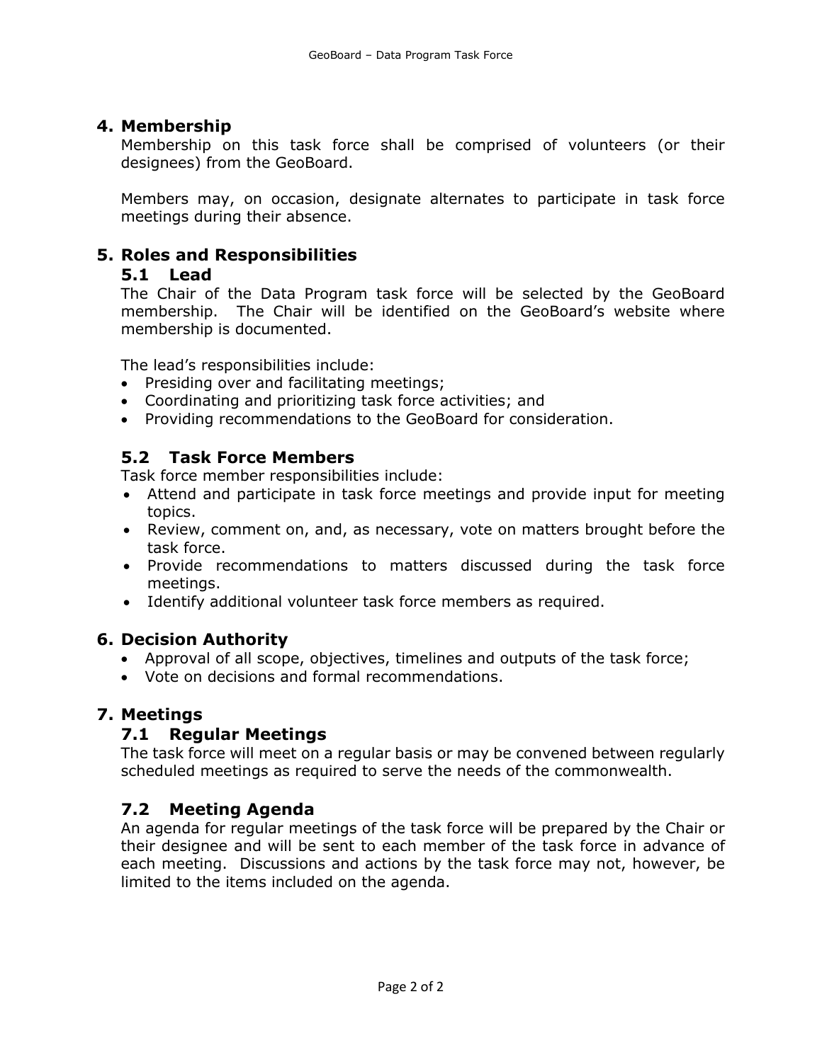## 4. Membership

Membership on this task force shall be comprised of volunteers (or their designees) from the GeoBoard.

Members may, on occasion, designate alternates to participate in task force meetings during their absence.

## 5. Roles and Responsibilities

### 5.1 Lead

The Chair of the Data Program task force will be selected by the GeoBoard membership. The Chair will be identified on the GeoBoard's website where membership is documented.

The lead's responsibilities include:

- Presiding over and facilitating meetings;
- Coordinating and prioritizing task force activities; and
- Providing recommendations to the GeoBoard for consideration.

### 5.2 Task Force Members

Task force member responsibilities include:

- Attend and participate in task force meetings and provide input for meeting topics.
- Review, comment on, and, as necessary, vote on matters brought before the task force.
- Provide recommendations to matters discussed during the task force meetings.
- Identify additional volunteer task force members as required.

## 6. Decision Authority

- Approval of all scope, objectives, timelines and outputs of the task force;
- Vote on decisions and formal recommendations.

## 7. Meetings

### 7.1 Regular Meetings

The task force will meet on a regular basis or may be convened between regularly scheduled meetings as required to serve the needs of the commonwealth.

### 7.2 Meeting Agenda

An agenda for regular meetings of the task force will be prepared by the Chair or their designee and will be sent to each member of the task force in advance of each meeting. Discussions and actions by the task force may not, however, be limited to the items included on the agenda.